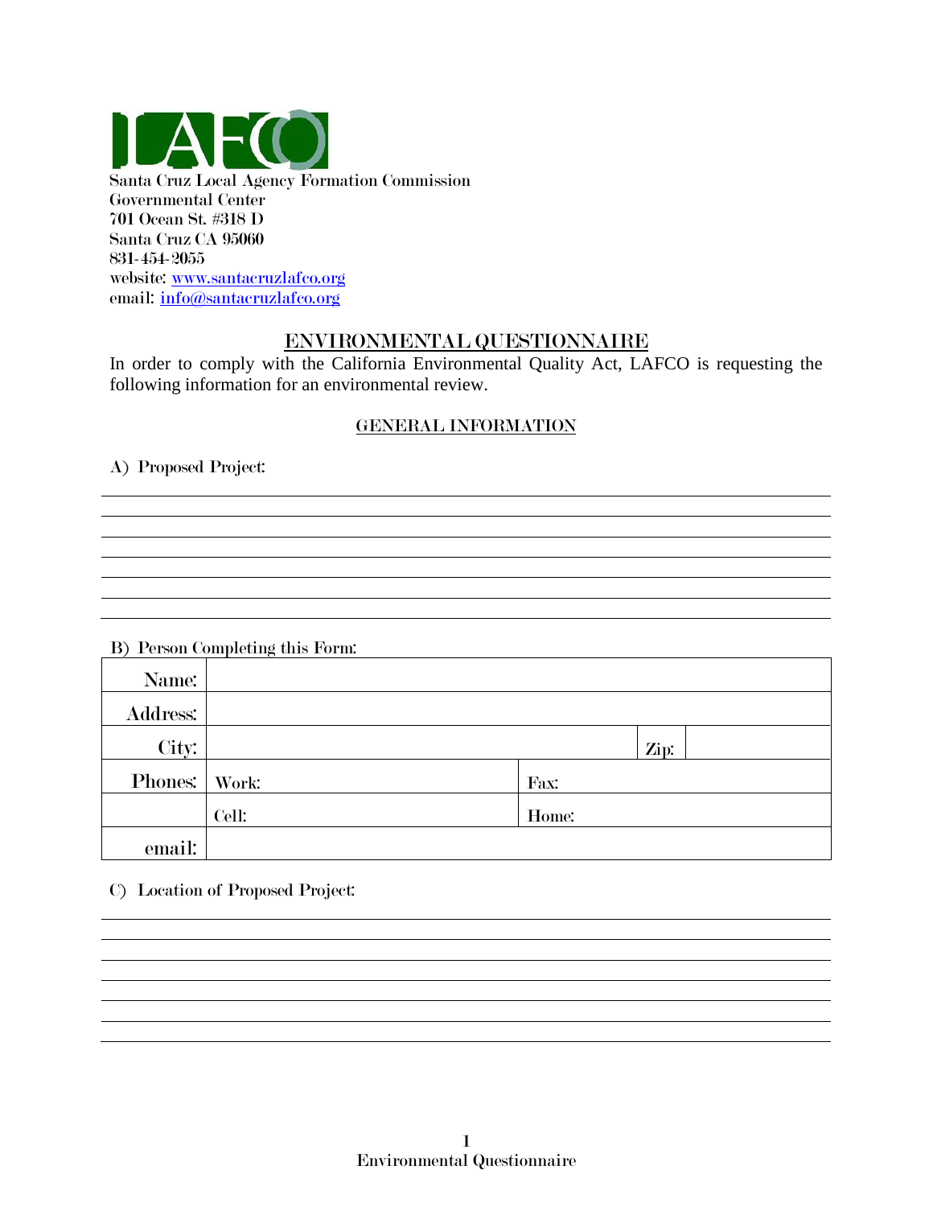LAFCO

Santa Cruz Local Agency Formation Commission
Governmental Center
701 Ocean St. #318 D
Santa Cruz CA 95060
831-454-2055
website: www.santacruzlafco.org
email: info@santacruzlafco.org

## ENVIRONMENTAL QUESTIONNAIRE

In order to comply with the California Environmental Quality Act, LAFCO is requesting the following information for an environmental review.

### GENERAL INFORMATION

A) Proposed Project:

_______________________________________________________________

_______________________________________________________________

_______________________________________________________________

_______________________________________________________________

_______________________________________________________________

_______________________________________________________________

B) Person Completing this Form:

| | | | |
|---|---|---|---|
| Name: | | | |
| Address: | | | |
| City: | | Zip: | |
| Phones: | Work: | Fax: | |
| | Cell: | Home: | |
| email: | | | |

C) Location of Proposed Project:

_______________________________________________________________

_______________________________________________________________

_______________________________________________________________

_______________________________________________________________

_______________________________________________________________

_______________________________________________________________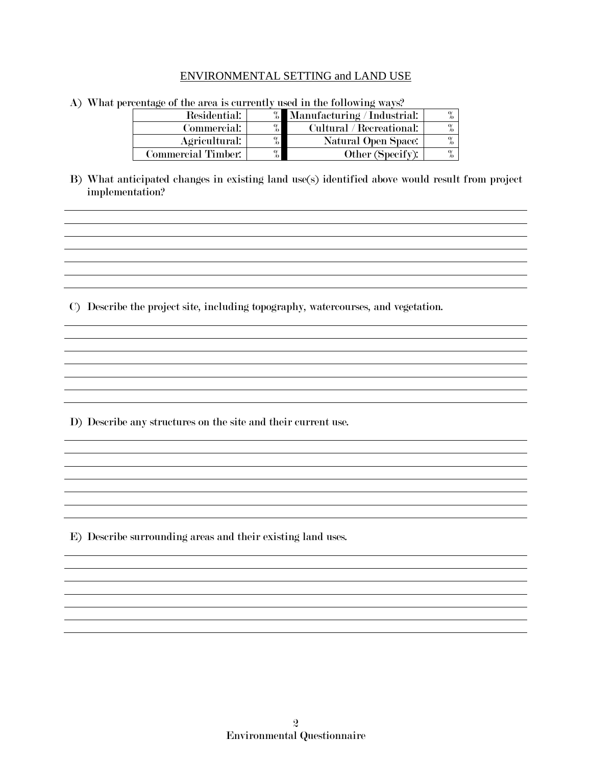## ENVIRONMENTAL SETTING and LAND USE

A) What percentage of the area is currently used in the following ways?

| | | | |
|---|---|---|---|
| Residential: | % | Manufacturing / Industrial: | % |
| Commercial: | % | Cultural / Recreational: | % |
| Agricultural: | % | Natural Open Space: | % |
| Commercial Timber: | % | Other (Specify): | % |

B) What anticipated changes in existing land use(s) identified above would result from project implementation?

C) Describe the project site, including topography, watercourses, and vegetation.

D) Describe any structures on the site and their current use.

E) Describe surrounding areas and their existing land uses.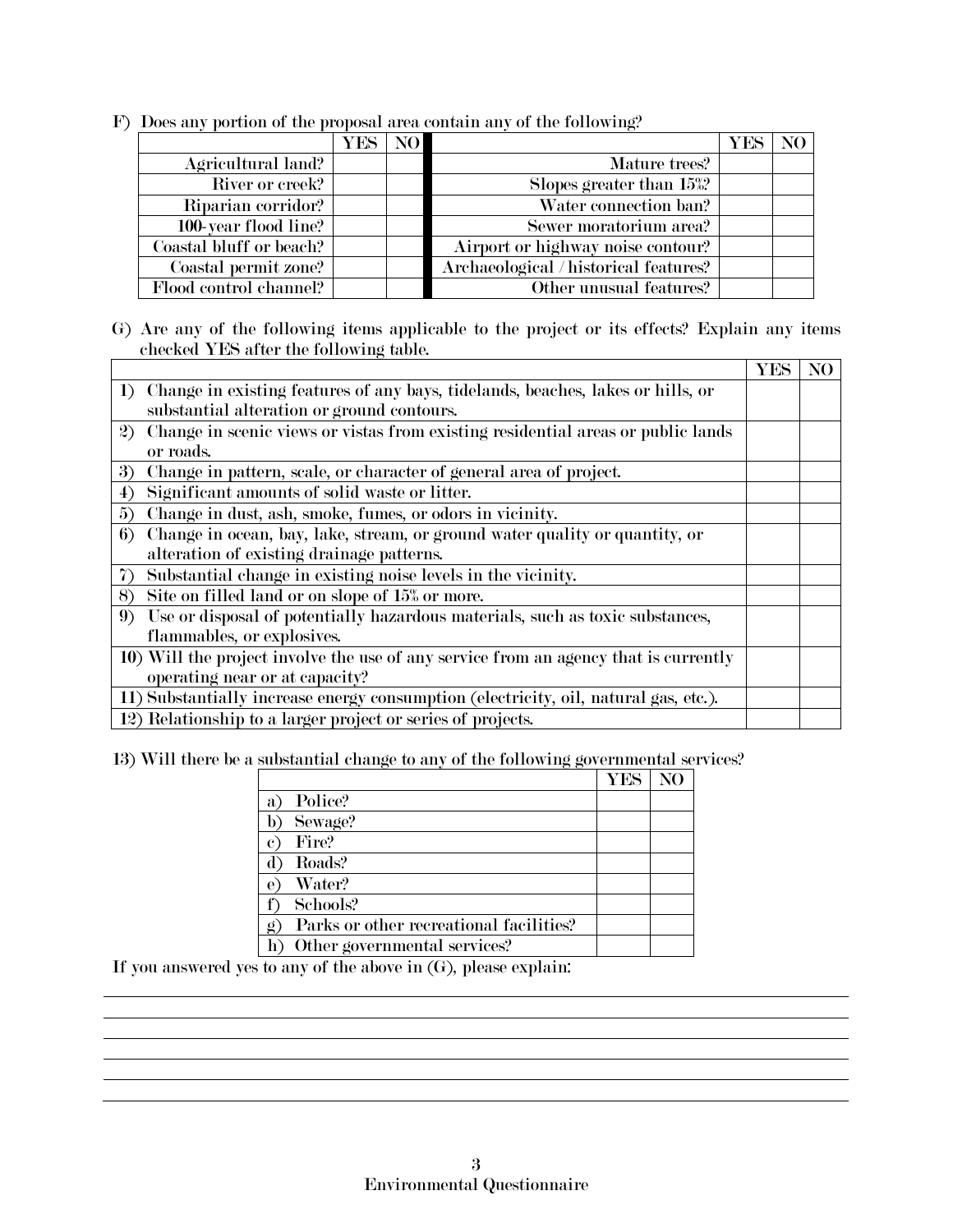F) Does any portion of the proposal area contain any of the following?

| | YES | NO | | YES | NO |
|---|---|---|---|---|---|
| Agricultural land? | | | Mature trees? | | |
| River or creek? | | | Slopes greater than 15%? | | |
| Riparian corridor? | | | Water connection ban? | | |
| 100-year flood line? | | | Sewer moratorium area? | | |
| Coastal bluff or beach? | | | Airport or highway noise contour? | | |
| Coastal permit zone? | | | Archaeological / historical features? | | |
| Flood control channel? | | | Other unusual features? | | |

G) Are any of the following items applicable to the project or its effects? Explain any items checked YES after the following table.

| | YES | NO |
|---|---|---|
| 1) Change in existing features of any bays, tidelands, beaches, lakes or hills, or substantial alteration or ground contours. | | |
| 2) Change in scenic views or vistas from existing residential areas or public lands or roads. | | |
| 3) Change in pattern, scale, or character of general area of project. | | |
| 4) Significant amounts of solid waste or litter. | | |
| 5) Change in dust, ash, smoke, fumes, or odors in vicinity. | | |
| 6) Change in ocean, bay, lake, stream, or ground water quality or quantity, or alteration of existing drainage patterns. | | |
| 7) Substantial change in existing noise levels in the vicinity. | | |
| 8) Site on filled land or on slope of 15% or more. | | |
| 9) Use or disposal of potentially hazardous materials, such as toxic substances, flammables, or explosives. | | |
| 10) Will the project involve the use of any service from an agency that is currently operating near or at capacity? | | |
| 11) Substantially increase energy consumption (electricity, oil, natural gas, etc.). | | |
| 12) Relationship to a larger project or series of projects. | | |

13) Will there be a substantial change to any of the following governmental services?

| | YES | NO |
|---|---|---|
| a) Police? | | |
| b) Sewage? | | |
| c) Fire? | | |
| d) Roads? | | |
| e) Water? | | |
| f) Schools? | | |
| g) Parks or other recreational facilities? | | |
| h) Other governmental services? | | |

If you answered yes to any of the above in (G), please explain:

______________________________________________________________________________

______________________________________________________________________________

______________________________________________________________________________

______________________________________________________________________________

______________________________________________________________________________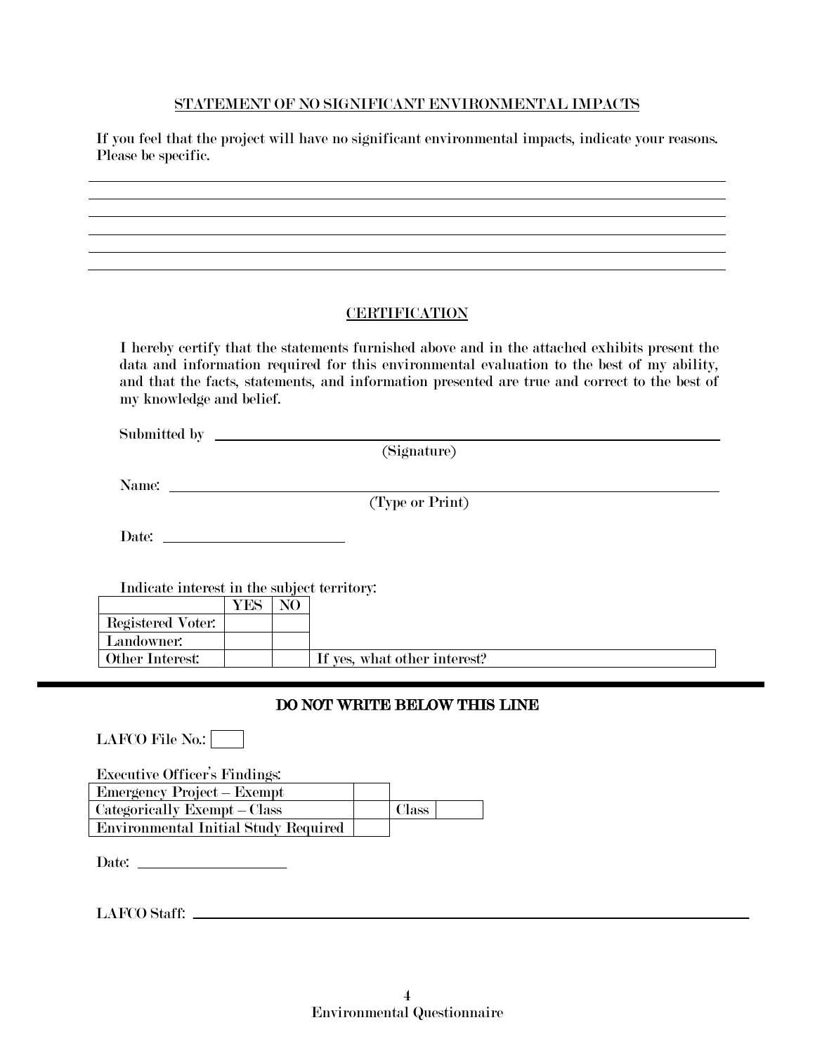## STATEMENT OF NO SIGNIFICANT ENVIRONMENTAL IMPACTS

If you feel that the project will have no significant environmental impacts, indicate your reasons. Please be specific.

_______________________________________________________________________________

_______________________________________________________________________________

_______________________________________________________________________________

_______________________________________________________________________________

_______________________________________________________________________________

## CERTIFICATION

I hereby certify that the statements furnished above and in the attached exhibits present the data and information required for this environmental evaluation to the best of my ability, and that the facts, statements, and information presented are true and correct to the best of my knowledge and belief.

Submitted by ________________________________________
(Signature)

Name: ________________________________________
(Type or Print)

Date: ____________________

Indicate interest in the subject territory:

| | YES | NO | |
|---|---|---|---|
| Registered Voter: | | | |
| Landowner: | | | |
| Other Interest: | | | If yes, what other interest? |

---

## DO NOT WRITE BELOW THIS LINE

LAFCO File No.: ____

Executive Officer's Findings:

| | | | |
|---|---|---|---|
| Emergency Project – Exempt | | | |
| Categorically Exempt – Class | | Class | |
| Environmental Initial Study Required | | | |

Date: ____________________

LAFCO Staff: ________________________________________